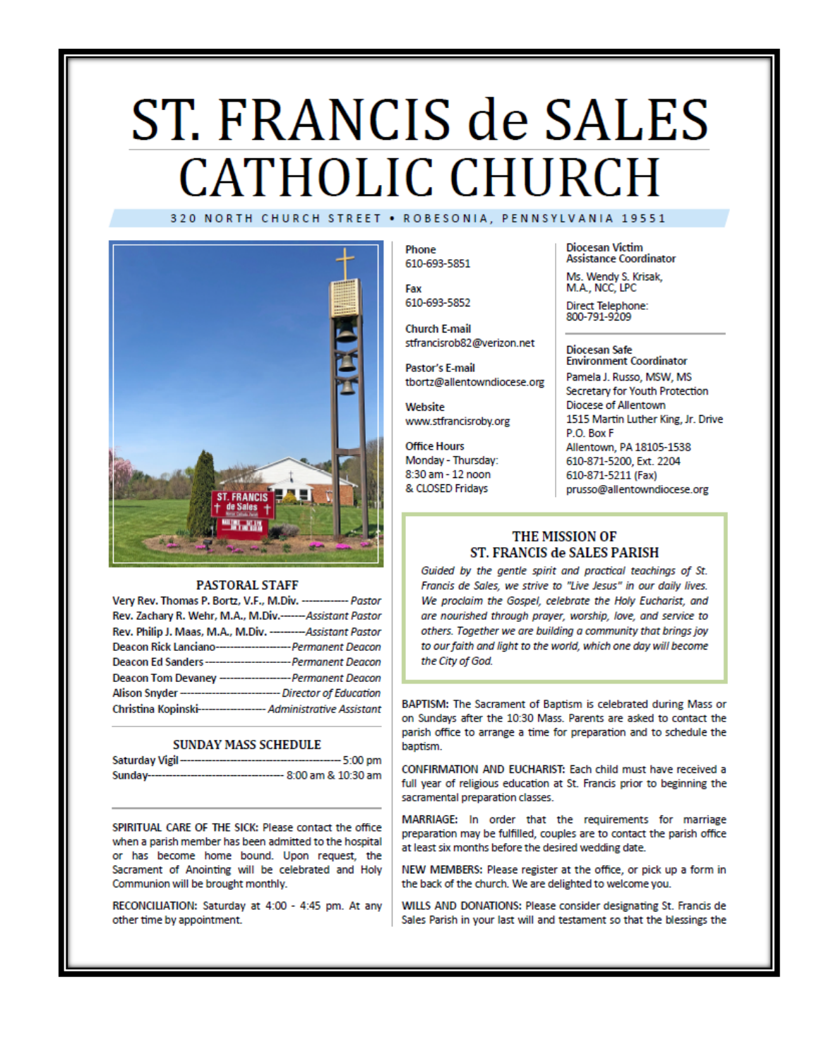# ST. FRANCIS de SALES CATHOLIC CHURCH

320 NORTH CHURCH STREET • ROBESONIA, PENNSYLVANIA 19551

## PASTORAL STAFF

Very Rev. Thomas P. Bortz, V.F., M.Div. ------------ *Pastor*
Rev. Zachary R. Wehr, M.A., M.Div.------*Assistant Pastor*
Rev. Philip J. Maas, M.A., M.Div. ---------*Assistant Pastor*
Deacon Rick Lanciano------------------*Permanent Deacon*
Deacon Ed Sanders---------------------*Permanent Deacon*
Deacon Tom Devaney ------------------*Permanent Deacon*
Alison Snyder ------------------------- *Director of Education*
Christina Kopinski---------------- *Administrative Assistant*

## SUNDAY MASS SCHEDULE

Saturday Vigil ------------------------------------------ 5:00 pm
Sunday---------------------------------- 8:00 am & 10:30 am

SPIRITUAL CARE OF THE SICK: Please contact the office when a parish member has been admitted to the hospital or has become home bound. Upon request, the Sacrament of Anointing will be celebrated and Holy Communion will be brought monthly.

RECONCILIATION: Saturday at 4:00 - 4:45 pm. At any other time by appointment.

**Phone**
610-693-5851

**Fax**
610-693-5852

**Church E-mail**
stfrancisrob82@verizon.net

**Pastor's E-mail**
tbortz@allentowndiocese.org

**Website**
www.stfrancisroby.org

**Office Hours**
Monday - Thursday:
8:30 am - 12 noon
& CLOSED Fridays

**Diocesan Victim Assistance Coordinator**

Ms. Wendy S. Krisak, M.A., NCC, LPC

Direct Telephone:
800-791-9209

**Diocesan Safe Environment Coordinator**

Pamela J. Russo, MSW, MS
Secretary for Youth Protection
Diocese of Allentown
1515 Martin Luther King, Jr. Drive
P.O. Box F
Allentown, PA 18105-1538
610-871-5200, Ext. 2204
610-871-5211 (Fax)
prusso@allentowndiocese.org

## THE MISSION OF ST. FRANCIS de SALES PARISH

*Guided by the gentle spirit and practical teachings of St. Francis de Sales, we strive to "Live Jesus" in our daily lives. We proclaim the Gospel, celebrate the Holy Eucharist, and are nourished through prayer, worship, love, and service to others. Together we are building a community that brings joy to our faith and light to the world, which one day will become the City of God.*

BAPTISM: The Sacrament of Baptism is celebrated during Mass or on Sundays after the 10:30 Mass. Parents are asked to contact the parish office to arrange a time for preparation and to schedule the baptism.

CONFIRMATION AND EUCHARIST: Each child must have received a full year of religious education at St. Francis prior to beginning the sacramental preparation classes.

MARRIAGE: In order that the requirements for marriage preparation may be fulfilled, couples are to contact the parish office at least six months before the desired wedding date.

NEW MEMBERS: Please register at the office, or pick up a form in the back of the church. We are delighted to welcome you.

WILLS AND DONATIONS: Please consider designating St. Francis de Sales Parish in your last will and testament so that the blessings the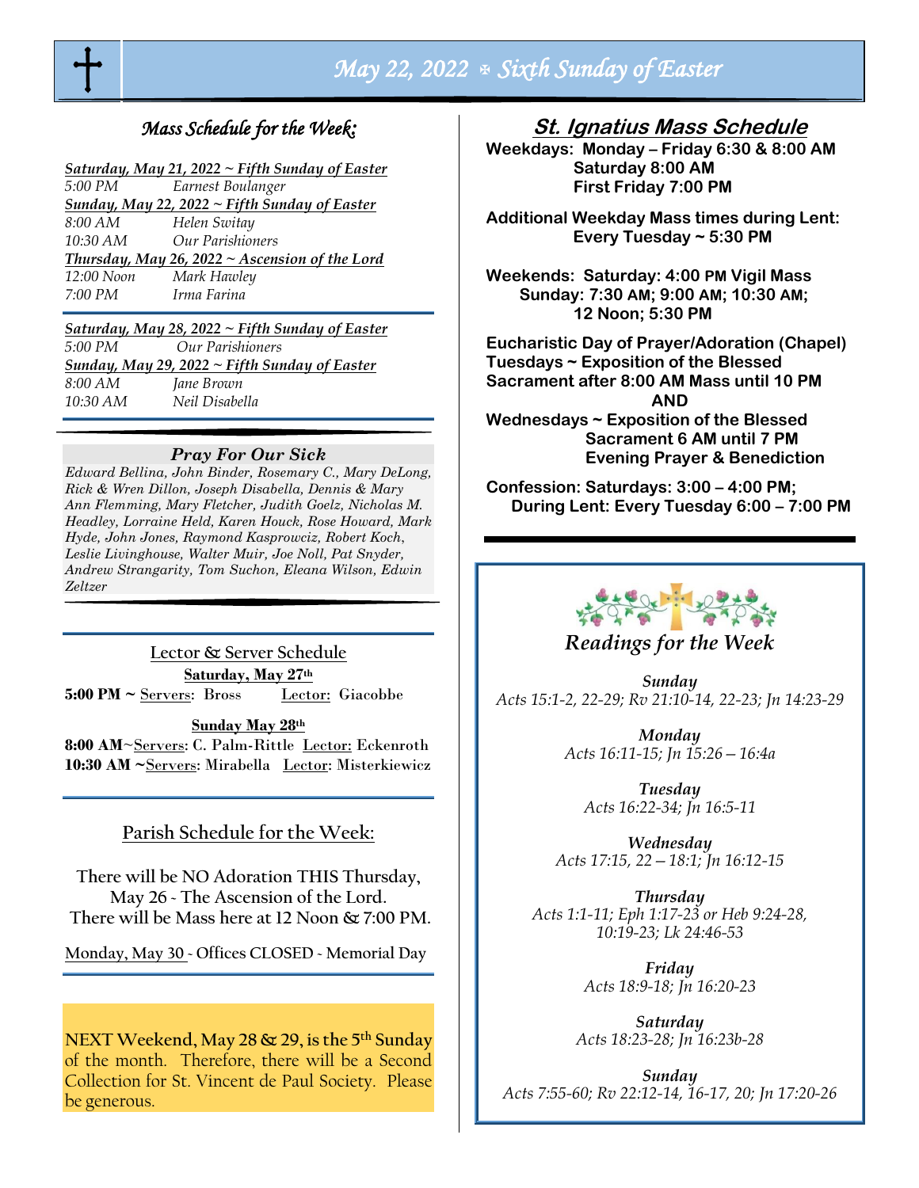# May 22, 2022 ✠ Sixth Sunday of Easter

## *Mass Schedule for the Week:*

***Saturday, May 21, 2022 ~ Fifth Sunday of Easter***

| | |
|---|---|
| *5:00 PM* | *Earnest Boulanger* |

***Sunday, May 22, 2022 ~ Fifth Sunday of Easter***

| | |
|---|---|
| *8:00 AM* | *Helen Switay* |
| *10:30 AM* | *Our Parishioners* |

***Thursday, May 26, 2022 ~ Ascension of the Lord***

| | |
|---|---|
| *12:00 Noon* | *Mark Hawley* |
| *7:00 PM* | *Irma Farina* |

***Saturday, May 28, 2022 ~ Fifth Sunday of Easter***

| | |
|---|---|
| *5:00 PM* | *Our Parishioners* |

***Sunday, May 29, 2022 ~ Fifth Sunday of Easter***

| | |
|---|---|
| *8:00 AM* | *Jane Brown* |
| *10:30 AM* | *Neil Disabella* |

### *Pray For Our Sick*

*Edward Bellina, John Binder, Rosemary C., Mary DeLong, Rick & Wren Dillon, Joseph Disabella, Dennis & Mary Ann Flemming, Mary Fletcher, Judith Goelz, Nicholas M. Headley, Lorraine Held, Karen Houck, Rose Howard, Mark Hyde, John Jones, Raymond Kasprowciz, Robert Koch, Leslie Livinghouse, Walter Muir, Joe Noll, Pat Snyder, Andrew Strangarity, Tom Suchon, Eleana Wilson, Edwin Zeltzer*

## Lector & Server Schedule

**Saturday, May 27th**

**5:00 PM ~** Servers: Bross    Lector: Giacobbe

**Sunday May 28th**

**8:00 AM**~Servers: C. Palm-Rittle Lector: Eckenroth
**10:30 AM ~**Servers: Mirabella Lector: Misterkiewicz

## Parish Schedule for the Week:

There will be NO Adoration THIS Thursday, May 26 - The Ascension of the Lord. There will be Mass here at 12 Noon & 7:00 PM.

Monday, May 30 - Offices CLOSED - Memorial Day

**NEXT Weekend, May 28 & 29, is the 5th Sunday** of the month. Therefore, there will be a Second Collection for St. Vincent de Paul Society. Please be generous.

## St. Ignatius Mass Schedule

**Weekdays: Monday – Friday 6:30 & 8:00 AM**
**Saturday 8:00 AM**
**First Friday 7:00 PM**

**Additional Weekday Mass times during Lent:**
**Every Tuesday ~ 5:30 PM**

**Weekends: Saturday: 4:00 PM Vigil Mass**
**Sunday: 7:30 AM; 9:00 AM; 10:30 AM; 12 Noon; 5:30 PM**

**Eucharistic Day of Prayer/Adoration (Chapel)**
**Tuesdays ~ Exposition of the Blessed Sacrament after 8:00 AM Mass until 10 PM**
**AND**
**Wednesdays ~ Exposition of the Blessed Sacrament 6 AM until 7 PM**
**Evening Prayer & Benediction**

**Confession: Saturdays: 3:00 – 4:00 PM;**
**During Lent: Every Tuesday 6:00 – 7:00 PM**

## *Readings for the Week*

***Sunday***
*Acts 15:1-2, 22-29; Rv 21:10-14, 22-23; Jn 14:23-29*

***Monday***
*Acts 16:11-15; Jn 15:26 – 16:4a*

***Tuesday***
*Acts 16:22-34; Jn 16:5-11*

***Wednesday***
*Acts 17:15, 22 – 18:1; Jn 16:12-15*

***Thursday***
*Acts 1:1-11; Eph 1:17-23 or Heb 9:24-28, 10:19-23; Lk 24:46-53*

***Friday***
*Acts 18:9-18; Jn 16:20-23*

***Saturday***
*Acts 18:23-28; Jn 16:23b-28*

***Sunday***
*Acts 7:55-60; Rv 22:12-14, 16-17, 20; Jn 17:20-26*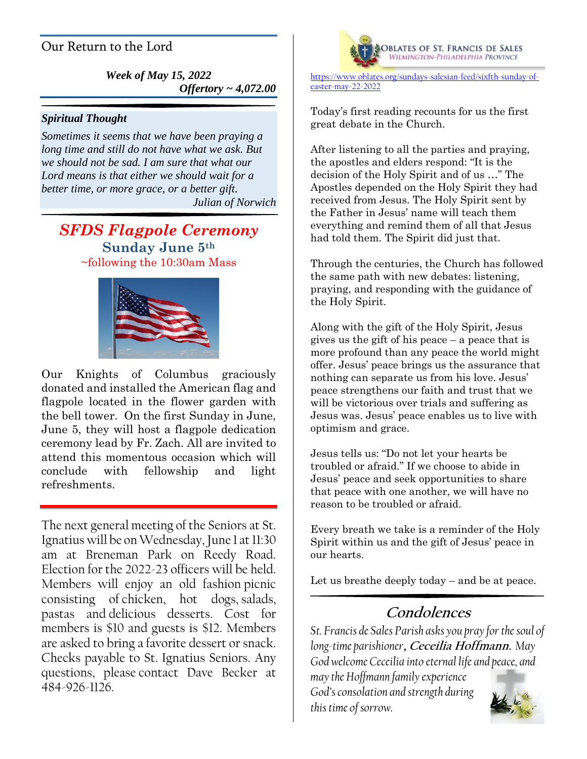## Our Return to the Lord

***Week of May 15, 2022***
***Offertory ~ 4,072.00***

***Spiritual Thought***

*Sometimes it seems that we have been praying a long time and still do not have what we ask. But we should not be sad. I am sure that what our Lord means is that either we should wait for a better time, or more grace, or a better gift.*
*Julian of Norwich*

## *SFDS Flagpole Ceremony*

### Sunday June 5th

~following the 10:30am Mass

Our Knights of Columbus graciously donated and installed the American flag and flagpole located in the flower garden with the bell tower. On the first Sunday in June, June 5, they will host a flagpole dedication ceremony lead by Fr. Zach. All are invited to attend this momentous occasion which will conclude with fellowship and light refreshments.

The next general meeting of the Seniors at St. Ignatius will be on Wednesday, June 1 at 11:30 am at Breneman Park on Reedy Road. Election for the 2022-23 officers will be held. Members will enjoy an old fashion picnic consisting of chicken, hot dogs, salads, pastas and delicious desserts. Cost for members is $10 and guests is $12. Members are asked to bring a favorite dessert or snack. Checks payable to St. Ignatius Seniors. Any questions, please contact Dave Becker at 484-926-1126.

OBLATES OF ST. FRANCIS DE SALES
WILMINGTON-PHILADELPHIA PROVINCE

https://www.oblates.org/sundays-salesian-feed/sixfth-sunday-of-easter-may-22-2022

Today's first reading recounts for us the first great debate in the Church.

After listening to all the parties and praying, the apostles and elders respond: "It is the decision of the Holy Spirit and of us …" The Apostles depended on the Holy Spirit they had received from Jesus. The Holy Spirit sent by the Father in Jesus' name will teach them everything and remind them of all that Jesus had told them. The Spirit did just that.

Through the centuries, the Church has followed the same path with new debates: listening, praying, and responding with the guidance of the Holy Spirit.

Along with the gift of the Holy Spirit, Jesus gives us the gift of his peace – a peace that is more profound than any peace the world might offer. Jesus' peace brings us the assurance that nothing can separate us from his love. Jesus' peace strengthens our faith and trust that we will be victorious over trials and suffering as Jesus was. Jesus' peace enables us to live with optimism and grace.

Jesus tells us: "Do not let your hearts be troubled or afraid." If we choose to abide in Jesus' peace and seek opportunities to share that peace with one another, we will have no reason to be troubled or afraid.

Every breath we take is a reminder of the Holy Spirit within us and the gift of Jesus' peace in our hearts.

Let us breathe deeply today – and be at peace.

## *Condolences*

*St. Francis de Sales Parish asks you pray for the soul of long-time parishioner, **Ceceilia Hoffmann.** May God welcome Ceceilia into eternal life and peace, and may the Hoffmann family experience God's consolation and strength during this time of sorrow.*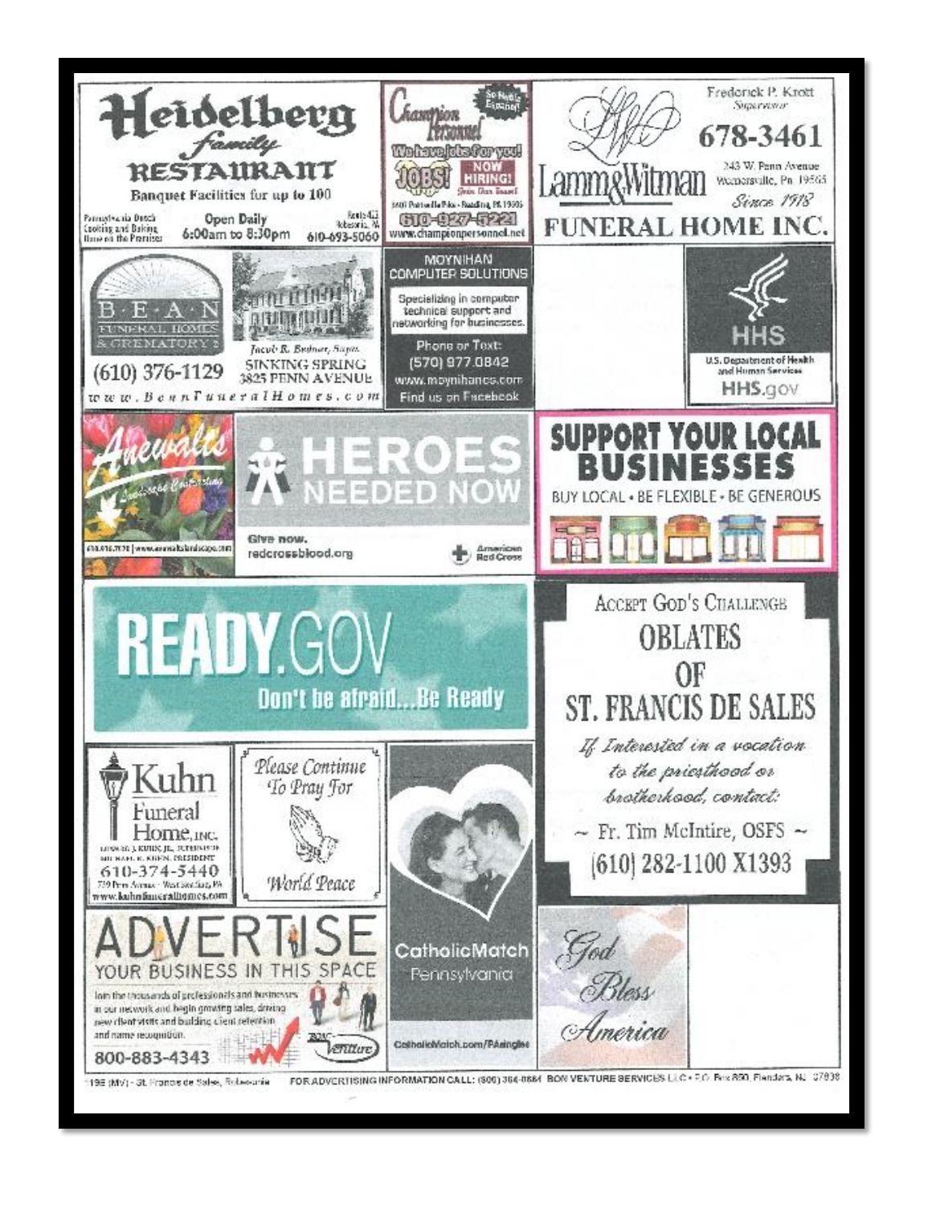# Heidelberg Family Restaurant

Banquet Facilities for up to 100

Pennsylvania Dutch Cooking and Baking Done on the Premises

Open Daily 6:00am to 8:30pm

Route 422 Robesonia, PA

610-693-5060

---

**Champion Personnel**

Se Habla Español

We have jobs for you!

JOBS! NOW HIRING! Join Our Team!

3607 Pottsville Pike • Reading, PA 19605

610-927-5221

www.championpersonnel.net

---

**Lamm & Witman FUNERAL HOME INC.**

Frederick P. Krott, Supervisor

678-3461

243 W. Penn Avenue, Wernersville, Pa. 19565

*Since 1918*

---

**BEAN FUNERAL HOMES & CREMATORY**

Jacob R. Bednar, Supv.

SINKING SPRING

3825 PENN AVENUE

(610) 376-1129

www.BeanFuneralHomes.com

---

**MOYNIHAN COMPUTER SOLUTIONS**

Specializing in computer technical support and networking for businesses.

Phone or Text: (570) 977.0842

www.moynihancs.com

Find us on Facebook

---

**HHS**

U.S. Department of Health and Human Services

HHS.gov

---

**Anewalts** Landscape Contracting

610.916.7070 | www.anewaltslandscape.com

---

**HEROES NEEDED NOW**

Give now. redcrossblood.org

American Red Cross

---

**SUPPORT YOUR LOCAL BUSINESSES**

BUY LOCAL • BE FLEXIBLE • BE GENEROUS

---

**READY.GOV**

Don't be afraid...Be Ready

---

ACCEPT GOD'S CHALLENGE

**OBLATES OF ST. FRANCIS DE SALES**

*If Interested in a vocation to the priesthood or brotherhood, contact:*

~ Fr. Tim McIntire, OSFS ~

(610) 282-1100 X1393

---

**Kuhn Funeral Home, Inc.**

Edward J. Kuhn, Jr., Supervisor

Michael K. Kuhn, President

610-374-5440

719 Penn Avenue · West Reading, PA

www.kuhnfuneralhomes.com

---

*Please Continue To Pray For World Peace*

---

**CatholicMatch** Pennsylvania

CatholicMatch.com/PAsingles

---

**ADVERTISE YOUR BUSINESS IN THIS SPACE**

Join the thousands of professionals and businesses in our network and begin growing sales, driving new client visits and building client retention and name recognition.

800-883-4343

Bon Venture

---

*God Bless America*

---

1195 (MV) - St. Francis de Sales, Robesonia FOR ADVERTISING INFORMATION CALL: (800) 364-0884 BON VENTURE SERVICES LLC • P.O. Box 850, Flanders, NJ 07836